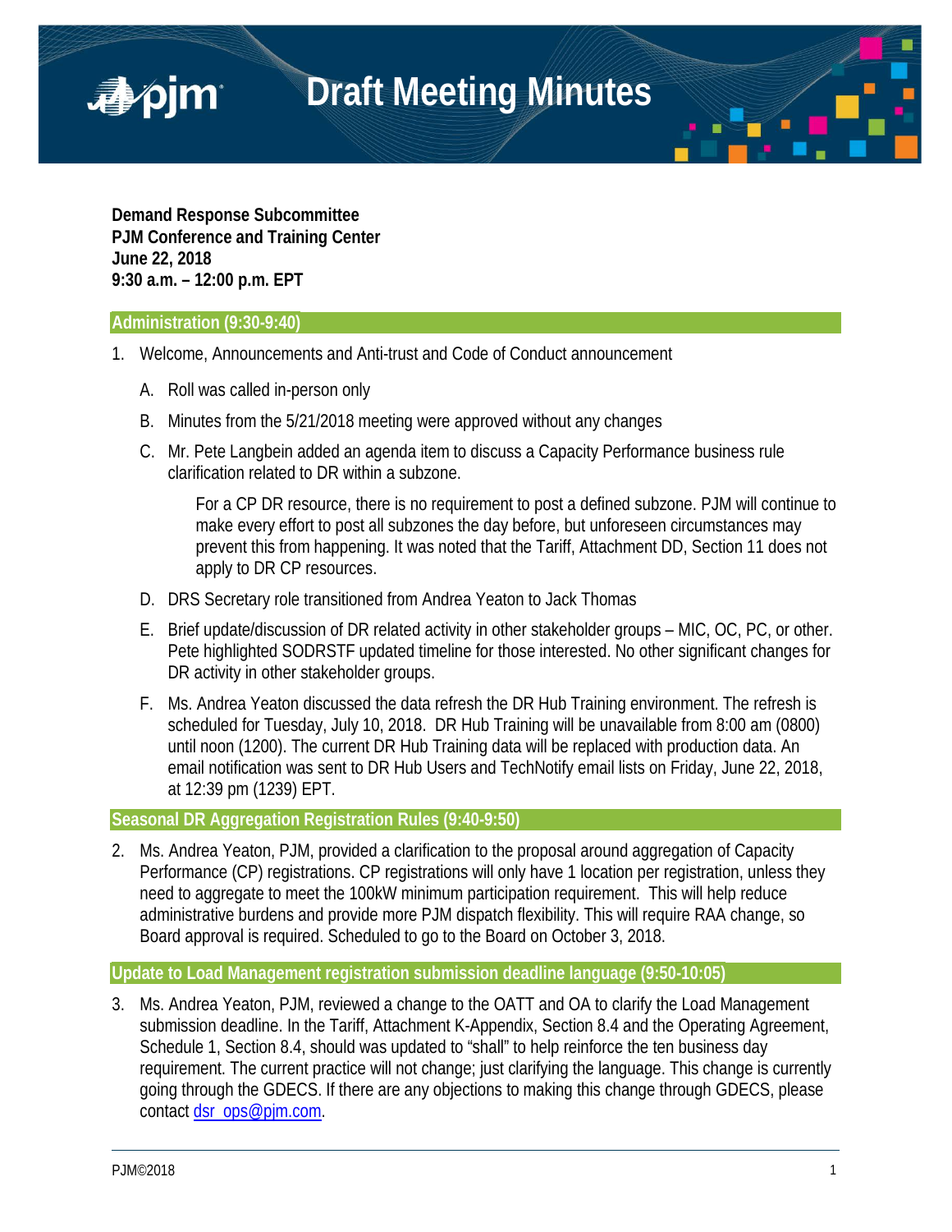# Draft Meeting Minutes

**Demand Response Subcommittee**
**PJM Conference and Training Center**
**June 22, 2018**
**9:30 a.m. – 12:00 p.m. EPT**

## Administration (9:30-9:40)

1. Welcome, Announcements and Anti-trust and Code of Conduct announcement

   A. Roll was called in-person only

   B. Minutes from the 5/21/2018 meeting were approved without any changes

   C. Mr. Pete Langbein added an agenda item to discuss a Capacity Performance business rule clarification related to DR within a subzone.

      For a CP DR resource, there is no requirement to post a defined subzone. PJM will continue to make every effort to post all subzones the day before, but unforeseen circumstances may prevent this from happening. It was noted that the Tariff, Attachment DD, Section 11 does not apply to DR CP resources.

   D. DRS Secretary role transitioned from Andrea Yeaton to Jack Thomas

   E. Brief update/discussion of DR related activity in other stakeholder groups – MIC, OC, PC, or other. Pete highlighted SODRSTF updated timeline for those interested. No other significant changes for DR activity in other stakeholder groups.

   F. Ms. Andrea Yeaton discussed the data refresh the DR Hub Training environment. The refresh is scheduled for Tuesday, July 10, 2018. DR Hub Training will be unavailable from 8:00 am (0800) until noon (1200). The current DR Hub Training data will be replaced with production data. An email notification was sent to DR Hub Users and TechNotify email lists on Friday, June 22, 2018, at 12:39 pm (1239) EPT.

## Seasonal DR Aggregation Registration Rules (9:40-9:50)

2. Ms. Andrea Yeaton, PJM, provided a clarification to the proposal around aggregation of Capacity Performance (CP) registrations. CP registrations will only have 1 location per registration, unless they need to aggregate to meet the 100kW minimum participation requirement. This will help reduce administrative burdens and provide more PJM dispatch flexibility. This will require RAA change, so Board approval is required. Scheduled to go to the Board on October 3, 2018.

## Update to Load Management registration submission deadline language (9:50-10:05)

3. Ms. Andrea Yeaton, PJM, reviewed a change to the OATT and OA to clarify the Load Management submission deadline. In the Tariff, Attachment K-Appendix, Section 8.4 and the Operating Agreement, Schedule 1, Section 8.4, should was updated to "shall" to help reinforce the ten business day requirement. The current practice will not change; just clarifying the language. This change is currently going through the GDECS. If there are any objections to making this change through GDECS, please contact dsr_ops@pjm.com.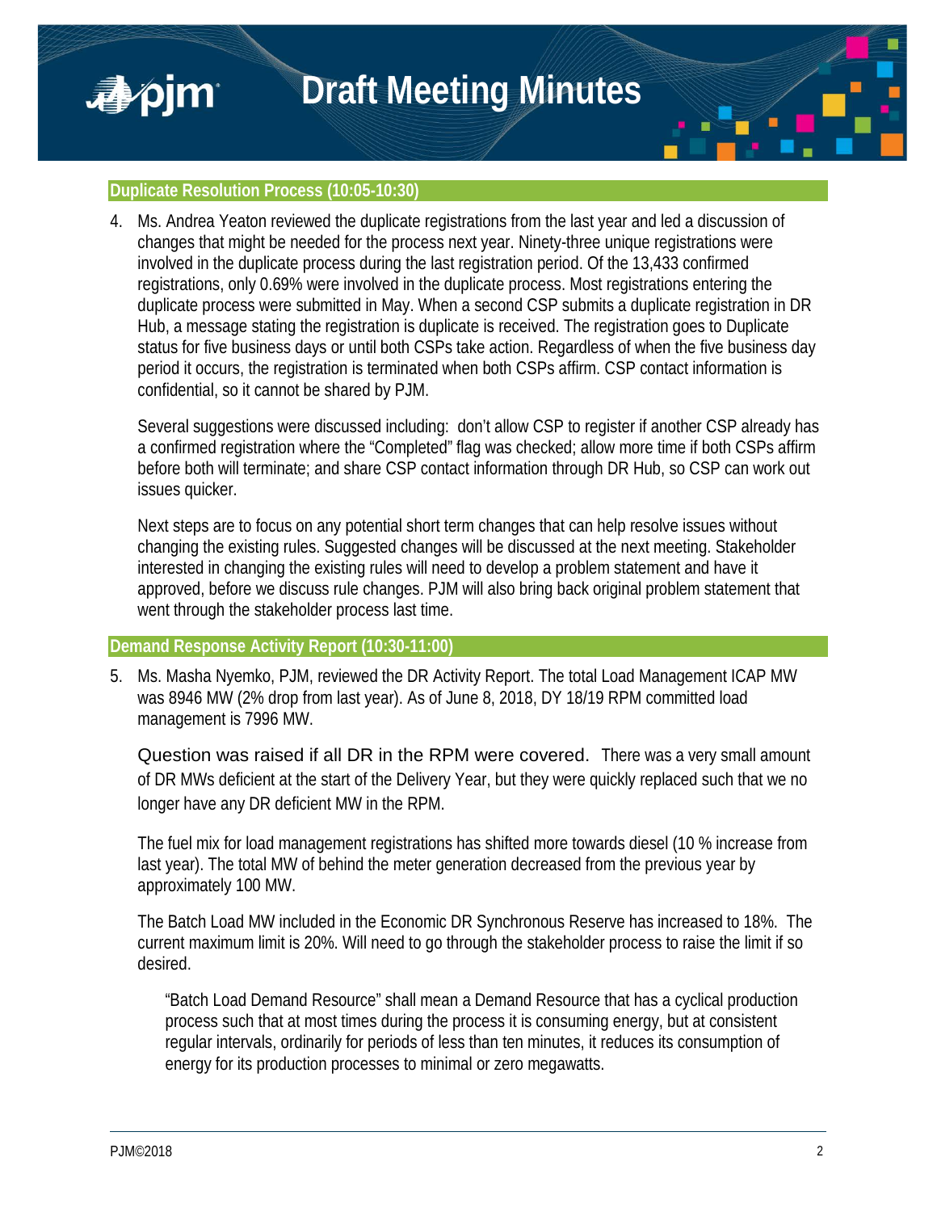## Duplicate Resolution Process (10:05-10:30)

4. Ms. Andrea Yeaton reviewed the duplicate registrations from the last year and led a discussion of changes that might be needed for the process next year. Ninety-three unique registrations were involved in the duplicate process during the last registration period. Of the 13,433 confirmed registrations, only 0.69% were involved in the duplicate process. Most registrations entering the duplicate process were submitted in May. When a second CSP submits a duplicate registration in DR Hub, a message stating the registration is duplicate is received. The registration goes to Duplicate status for five business days or until both CSPs take action. Regardless of when the five business day period it occurs, the registration is terminated when both CSPs affirm. CSP contact information is confidential, so it cannot be shared by PJM.

   Several suggestions were discussed including: don't allow CSP to register if another CSP already has a confirmed registration where the "Completed" flag was checked; allow more time if both CSPs affirm before both will terminate; and share CSP contact information through DR Hub, so CSP can work out issues quicker.

   Next steps are to focus on any potential short term changes that can help resolve issues without changing the existing rules. Suggested changes will be discussed at the next meeting. Stakeholder interested in changing the existing rules will need to develop a problem statement and have it approved, before we discuss rule changes. PJM will also bring back original problem statement that went through the stakeholder process last time.

## Demand Response Activity Report (10:30-11:00)

5. Ms. Masha Nyemko, PJM, reviewed the DR Activity Report. The total Load Management ICAP MW was 8946 MW (2% drop from last year). As of June 8, 2018, DY 18/19 RPM committed load management is 7996 MW.

   Question was raised if all DR in the RPM were covered. There was a very small amount of DR MWs deficient at the start of the Delivery Year, but they were quickly replaced such that we no longer have any DR deficient MW in the RPM.

   The fuel mix for load management registrations has shifted more towards diesel (10 % increase from last year). The total MW of behind the meter generation decreased from the previous year by approximately 100 MW.

   The Batch Load MW included in the Economic DR Synchronous Reserve has increased to 18%. The current maximum limit is 20%. Will need to go through the stakeholder process to raise the limit if so desired.

   > "Batch Load Demand Resource" shall mean a Demand Resource that has a cyclical production process such that at most times during the process it is consuming energy, but at consistent regular intervals, ordinarily for periods of less than ten minutes, it reduces its consumption of energy for its production processes to minimal or zero megawatts.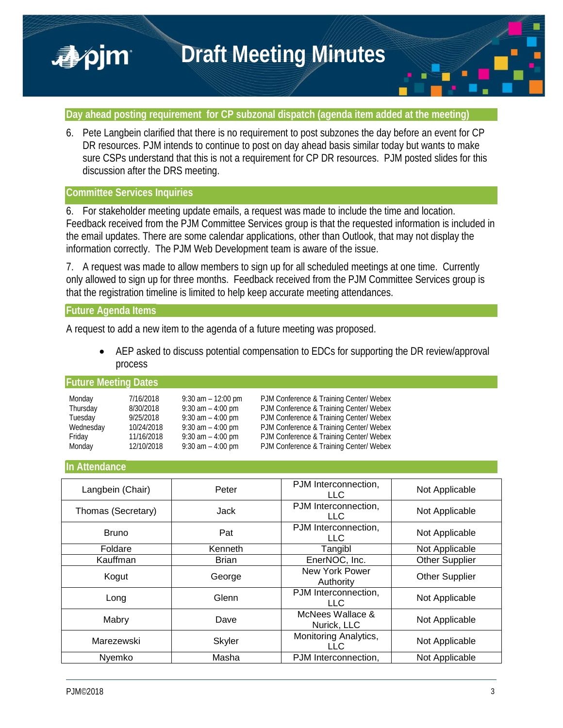## Day ahead posting requirement for CP subzonal dispatch (agenda item added at the meeting)

6. Pete Langbein clarified that there is no requirement to post subzones the day before an event for CP DR resources. PJM intends to continue to post on day ahead basis similar today but wants to make sure CSPs understand that this is not a requirement for CP DR resources. PJM posted slides for this discussion after the DRS meeting.

## Committee Services Inquiries

6. For stakeholder meeting update emails, a request was made to include the time and location. Feedback received from the PJM Committee Services group is that the requested information is included in the email updates. There are some calendar applications, other than Outlook, that may not display the information correctly. The PJM Web Development team is aware of the issue.

7. A request was made to allow members to sign up for all scheduled meetings at one time. Currently only allowed to sign up for three months. Feedback received from the PJM Committee Services group is that the registration timeline is limited to help keep accurate meeting attendances.

## Future Agenda Items

A request to add a new item to the agenda of a future meeting was proposed.

- AEP asked to discuss potential compensation to EDCs for supporting the DR review/approval process

## Future Meeting Dates

| | | | |
|---|---|---|---|
| Monday | 7/16/2018 | 9:30 am – 12:00 pm | PJM Conference & Training Center/ Webex |
| Thursday | 8/30/2018 | 9:30 am – 4:00 pm | PJM Conference & Training Center/ Webex |
| Tuesday | 9/25/2018 | 9:30 am – 4:00 pm | PJM Conference & Training Center/ Webex |
| Wednesday | 10/24/2018 | 9:30 am – 4:00 pm | PJM Conference & Training Center/ Webex |
| Friday | 11/16/2018 | 9:30 am – 4:00 pm | PJM Conference & Training Center/ Webex |
| Monday | 12/10/2018 | 9:30 am – 4:00 pm | PJM Conference & Training Center/ Webex |

## In Attendance

| | | | |
|---|---|---|---|
| Langbein (Chair) | Peter | PJM Interconnection, LLC | Not Applicable |
| Thomas (Secretary) | Jack | PJM Interconnection, LLC | Not Applicable |
| Bruno | Pat | PJM Interconnection, LLC | Not Applicable |
| Foldare | Kenneth | Tangibl | Not Applicable |
| Kauffman | Brian | EnerNOC, Inc. | Other Supplier |
| Kogut | George | New York Power Authority | Other Supplier |
| Long | Glenn | PJM Interconnection, LLC | Not Applicable |
| Mabry | Dave | McNees Wallace & Nurick, LLC | Not Applicable |
| Marezewski | Skyler | Monitoring Analytics, LLC | Not Applicable |
| Nyemko | Masha | PJM Interconnection, | Not Applicable |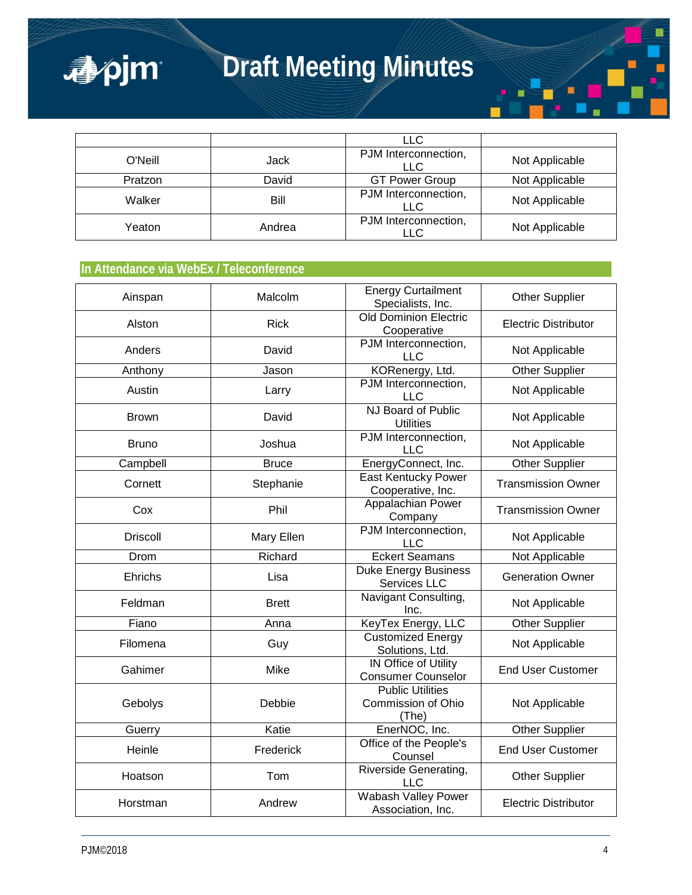|  |  | LLC |  |
|---|---|---|---|
| O'Neill | Jack | PJM Interconnection, LLC | Not Applicable |
| Pratzon | David | GT Power Group | Not Applicable |
| Walker | Bill | PJM Interconnection, LLC | Not Applicable |
| Yeaton | Andrea | PJM Interconnection, LLC | Not Applicable |

## In Attendance via WebEx / Teleconference

|  |  |  |  |
|---|---|---|---|
| Ainspan | Malcolm | Energy Curtailment Specialists, Inc. | Other Supplier |
| Alston | Rick | Old Dominion Electric Cooperative | Electric Distributor |
| Anders | David | PJM Interconnection, LLC | Not Applicable |
| Anthony | Jason | KORenergy, Ltd. | Other Supplier |
| Austin | Larry | PJM Interconnection, LLC | Not Applicable |
| Brown | David | NJ Board of Public Utilities | Not Applicable |
| Bruno | Joshua | PJM Interconnection, LLC | Not Applicable |
| Campbell | Bruce | EnergyConnect, Inc. | Other Supplier |
| Cornett | Stephanie | East Kentucky Power Cooperative, Inc. | Transmission Owner |
| Cox | Phil | Appalachian Power Company | Transmission Owner |
| Driscoll | Mary Ellen | PJM Interconnection, LLC | Not Applicable |
| Drom | Richard | Eckert Seamans | Not Applicable |
| Ehrichs | Lisa | Duke Energy Business Services LLC | Generation Owner |
| Feldman | Brett | Navigant Consulting, Inc. | Not Applicable |
| Fiano | Anna | KeyTex Energy, LLC | Other Supplier |
| Filomena | Guy | Customized Energy Solutions, Ltd. | Not Applicable |
| Gahimer | Mike | IN Office of Utility Consumer Counselor | End User Customer |
| Gebolys | Debbie | Public Utilities Commission of Ohio (The) | Not Applicable |
| Guerry | Katie | EnerNOC, Inc. | Other Supplier |
| Heine | Frederick | Office of the People's Counsel | End User Customer |
| Hoatson | Tom | Riverside Generating, LLC | Other Supplier |
| Horstman | Andrew | Wabash Valley Power Association, Inc. | Electric Distributor |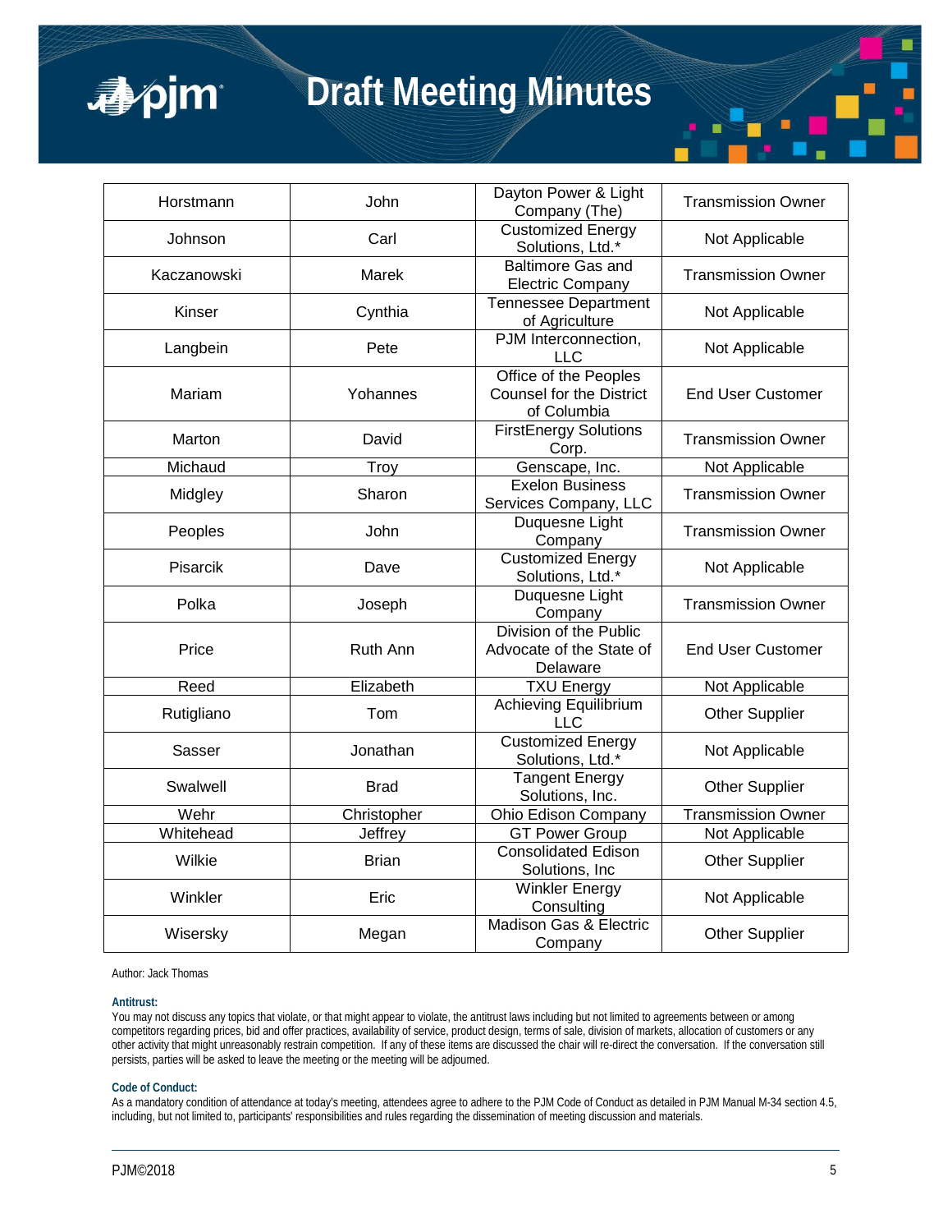| | | | |
|---|---|---|---|
| Horstmann | John | Dayton Power & Light Company (The) | Transmission Owner |
| Johnson | Carl | Customized Energy Solutions, Ltd.* | Not Applicable |
| Kaczanowski | Marek | Baltimore Gas and Electric Company | Transmission Owner |
| Kinser | Cynthia | Tennessee Department of Agriculture | Not Applicable |
| Langbein | Pete | PJM Interconnection, LLC | Not Applicable |
| Mariam | Yohannes | Office of the Peoples Counsel for the District of Columbia | End User Customer |
| Marton | David | FirstEnergy Solutions Corp. | Transmission Owner |
| Michaud | Troy | Genscape, Inc. | Not Applicable |
| Midgley | Sharon | Exelon Business Services Company, LLC | Transmission Owner |
| Peoples | John | Duquesne Light Company | Transmission Owner |
| Pisarcik | Dave | Customized Energy Solutions, Ltd.* | Not Applicable |
| Polka | Joseph | Duquesne Light Company | Transmission Owner |
| Price | Ruth Ann | Division of the Public Advocate of the State of Delaware | End User Customer |
| Reed | Elizabeth | TXU Energy | Not Applicable |
| Rutigliano | Tom | Achieving Equilibrium LLC | Other Supplier |
| Sasser | Jonathan | Customized Energy Solutions, Ltd.* | Not Applicable |
| Swalwell | Brad | Tangent Energy Solutions, Inc. | Other Supplier |
| Wehr | Christopher | Ohio Edison Company | Transmission Owner |
| Whitehead | Jeffrey | GT Power Group | Not Applicable |
| Wilkie | Brian | Consolidated Edison Solutions, Inc | Other Supplier |
| Winkler | Eric | Winkler Energy Consulting | Not Applicable |
| Wisersky | Megan | Madison Gas & Electric Company | Other Supplier |

Author: Jack Thomas

**Antitrust:**

You may not discuss any topics that violate, or that might appear to violate, the antitrust laws including but not limited to agreements between or among competitors regarding prices, bid and offer practices, availability of service, product design, terms of sale, division of markets, allocation of customers or any other activity that might unreasonably restrain competition. If any of these items are discussed the chair will re-direct the conversation. If the conversation still persists, parties will be asked to leave the meeting or the meeting will be adjourned.

**Code of Conduct:**

As a mandatory condition of attendance at today's meeting, attendees agree to adhere to the PJM Code of Conduct as detailed in PJM Manual M-34 section 4.5, including, but not limited to, participants' responsibilities and rules regarding the dissemination of meeting discussion and materials.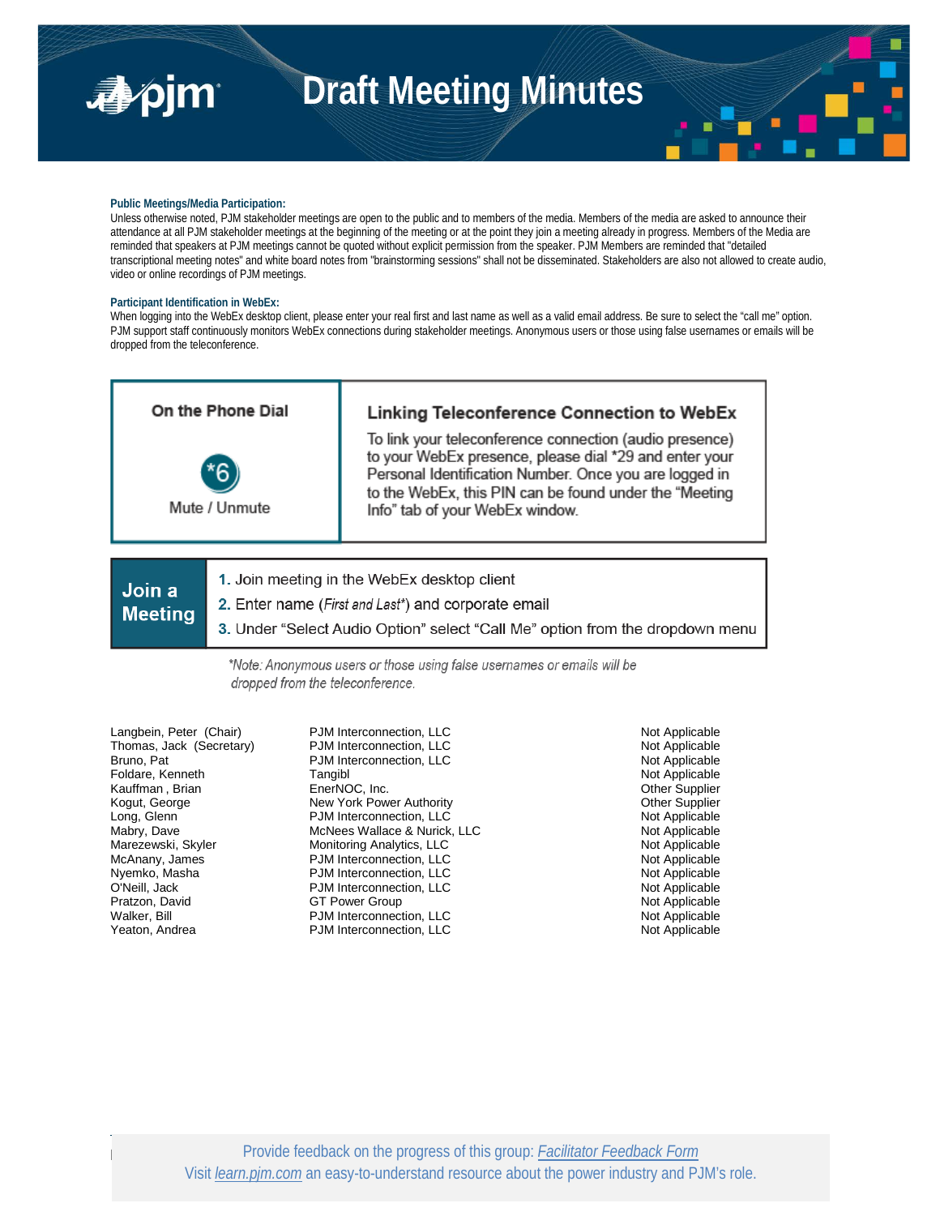# Draft Meeting Minutes

**Public Meetings/Media Participation:**

Unless otherwise noted, PJM stakeholder meetings are open to the public and to members of the media. Members of the media are asked to announce their attendance at all PJM stakeholder meetings at the beginning of the meeting or at the point they join a meeting already in progress. Members of the Media are reminded that speakers at PJM meetings cannot be quoted without explicit permission from the speaker. PJM Members are reminded that "detailed transcriptional meeting notes" and white board notes from "brainstorming sessions" shall not be disseminated. Stakeholders are also not allowed to create audio, video or online recordings of PJM meetings.

**Participant Identification in WebEx:**

When logging into the WebEx desktop client, please enter your real first and last name as well as a valid email address. Be sure to select the "call me" option. PJM support staff continuously monitors WebEx connections during stakeholder meetings. Anonymous users or those using false usernames or emails will be dropped from the teleconference.

**On the Phone Dial**

*6 Mute / Unmute

**Linking Teleconference Connection to WebEx**

To link your teleconference connection (audio presence) to your WebEx presence, please dial *29 and enter your Personal Identification Number. Once you are logged in to the WebEx, this PIN can be found under the "Meeting Info" tab of your WebEx window.

**Join a Meeting**

1. Join meeting in the WebEx desktop client
2. Enter name (*First and Last**) and corporate email
3. Under "Select Audio Option" select "Call Me" option from the dropdown menu

*\*Note: Anonymous users or those using false usernames or emails will be dropped from the teleconference.*

| | | |
|---|---|---|
| Langbein, Peter (Chair) | PJM Interconnection, LLC | Not Applicable |
| Thomas, Jack (Secretary) | PJM Interconnection, LLC | Not Applicable |
| Bruno, Pat | PJM Interconnection, LLC | Not Applicable |
| Foldare, Kenneth | Tangibl | Not Applicable |
| Kauffman , Brian | EnerNOC, Inc. | Other Supplier |
| Kogut, George | New York Power Authority | Other Supplier |
| Long, Glenn | PJM Interconnection, LLC | Not Applicable |
| Mabry, Dave | McNees Wallace & Nurick, LLC | Not Applicable |
| Marezewski, Skyler | Monitoring Analytics, LLC | Not Applicable |
| McAnany, James | PJM Interconnection, LLC | Not Applicable |
| Nyemko, Masha | PJM Interconnection, LLC | Not Applicable |
| O'Neill, Jack | PJM Interconnection, LLC | Not Applicable |
| Pratzon, David | GT Power Group | Not Applicable |
| Walker, Bill | PJM Interconnection, LLC | Not Applicable |
| Yeaton, Andrea | PJM Interconnection, LLC | Not Applicable |

Provide feedback on the progress of this group: *Facilitator Feedback Form*

Visit *learn.pjm.com* an easy-to-understand resource about the power industry and PJM's role.